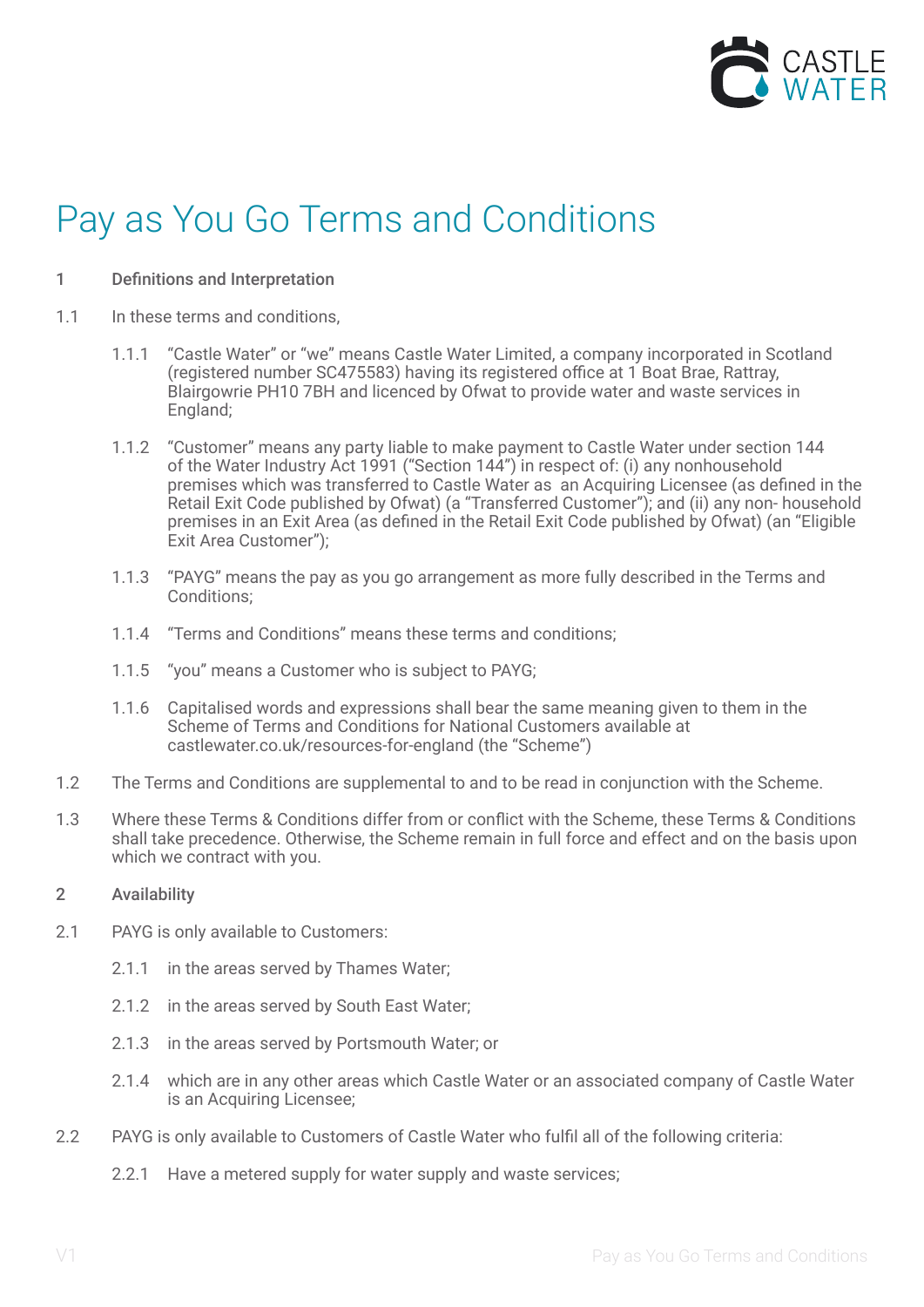# Pay as You Go Terms and Conditions

**1 Definitions and Interpretation**

1.1 In these terms and conditions,

1.1.1 "Castle Water" or "we" means Castle Water Limited, a company incorporated in Scotland (registered number SC475583) having its registered office at 1 Boat Brae, Rattray, Blairgowrie PH10 7BH and licenced by Ofwat to provide water and waste services in England;

1.1.2 "Customer" means any party liable to make payment to Castle Water under section 144 of the Water Industry Act 1991 ("Section 144") in respect of: (i) any nonhousehold premises which was transferred to Castle Water as an Acquiring Licensee (as defined in the Retail Exit Code published by Ofwat) (a "Transferred Customer"); and (ii) any non- household premises in an Exit Area (as defined in the Retail Exit Code published by Ofwat) (an "Eligible Exit Area Customer");

1.1.3 "PAYG" means the pay as you go arrangement as more fully described in the Terms and Conditions;

1.1.4 "Terms and Conditions" means these terms and conditions;

1.1.5 "you" means a Customer who is subject to PAYG;

1.1.6 Capitalised words and expressions shall bear the same meaning given to them in the Scheme of Terms and Conditions for National Customers available at castlewater.co.uk/resources-for-england (the "Scheme")

1.2 The Terms and Conditions are supplemental to and to be read in conjunction with the Scheme.

1.3 Where these Terms & Conditions differ from or conflict with the Scheme, these Terms & Conditions shall take precedence. Otherwise, the Scheme remain in full force and effect and on the basis upon which we contract with you.

**2 Availability**

2.1 PAYG is only available to Customers:

2.1.1 in the areas served by Thames Water;

2.1.2 in the areas served by South East Water;

2.1.3 in the areas served by Portsmouth Water; or

2.1.4 which are in any other areas which Castle Water or an associated company of Castle Water is an Acquiring Licensee;

2.2 PAYG is only available to Customers of Castle Water who fulfil all of the following criteria:

2.2.1 Have a metered supply for water supply and waste services;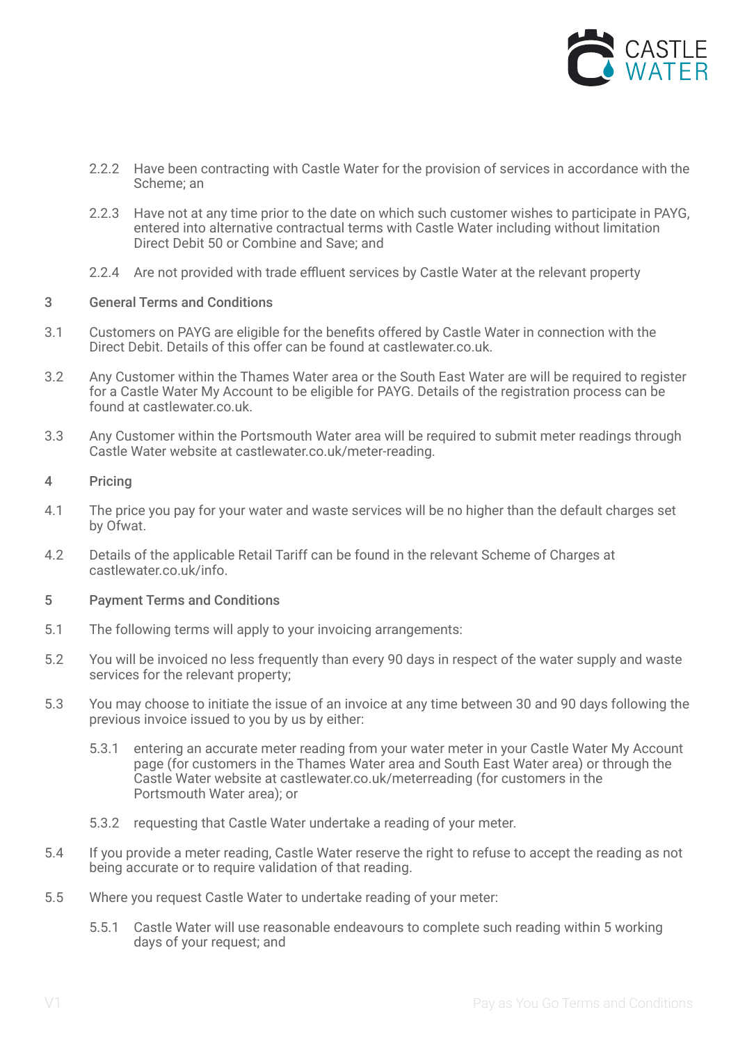2.2.2 Have been contracting with Castle Water for the provision of services in accordance with the Scheme; an

2.2.3 Have not at any time prior to the date on which such customer wishes to participate in PAYG, entered into alternative contractual terms with Castle Water including without limitation Direct Debit 50 or Combine and Save; and

2.2.4 Are not provided with trade effluent services by Castle Water at the relevant property

## 3 General Terms and Conditions

3.1 Customers on PAYG are eligible for the benefits offered by Castle Water in connection with the Direct Debit. Details of this offer can be found at castlewater.co.uk.

3.2 Any Customer within the Thames Water area or the South East Water are will be required to register for a Castle Water My Account to be eligible for PAYG. Details of the registration process can be found at castlewater.co.uk.

3.3 Any Customer within the Portsmouth Water area will be required to submit meter readings through Castle Water website at castlewater.co.uk/meter-reading.

## 4 Pricing

4.1 The price you pay for your water and waste services will be no higher than the default charges set by Ofwat.

4.2 Details of the applicable Retail Tariff can be found in the relevant Scheme of Charges at castlewater.co.uk/info.

## 5 Payment Terms and Conditions

5.1 The following terms will apply to your invoicing arrangements:

5.2 You will be invoiced no less frequently than every 90 days in respect of the water supply and waste services for the relevant property;

5.3 You may choose to initiate the issue of an invoice at any time between 30 and 90 days following the previous invoice issued to you by us by either:

5.3.1 entering an accurate meter reading from your water meter in your Castle Water My Account page (for customers in the Thames Water area and South East Water area) or through the Castle Water website at castlewater.co.uk/meterreading (for customers in the Portsmouth Water area); or

5.3.2 requesting that Castle Water undertake a reading of your meter.

5.4 If you provide a meter reading, Castle Water reserve the right to refuse to accept the reading as not being accurate or to require validation of that reading.

5.5 Where you request Castle Water to undertake reading of your meter:

5.5.1 Castle Water will use reasonable endeavours to complete such reading within 5 working days of your request; and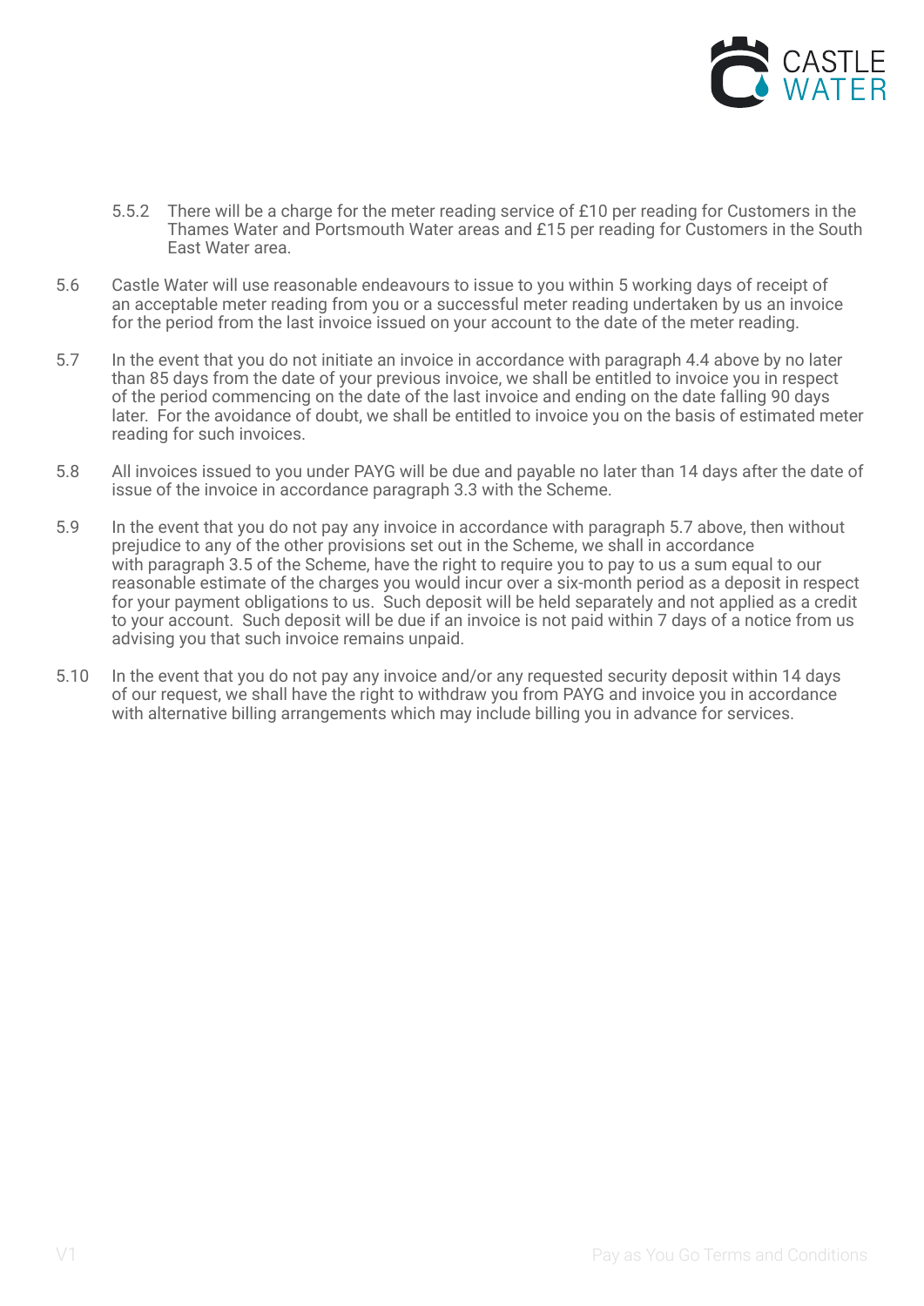5.5.2 There will be a charge for the meter reading service of £10 per reading for Customers in the Thames Water and Portsmouth Water areas and £15 per reading for Customers in the South East Water area.

5.6 Castle Water will use reasonable endeavours to issue to you within 5 working days of receipt of an acceptable meter reading from you or a successful meter reading undertaken by us an invoice for the period from the last invoice issued on your account to the date of the meter reading.

5.7 In the event that you do not initiate an invoice in accordance with paragraph 4.4 above by no later than 85 days from the date of your previous invoice, we shall be entitled to invoice you in respect of the period commencing on the date of the last invoice and ending on the date falling 90 days later. For the avoidance of doubt, we shall be entitled to invoice you on the basis of estimated meter reading for such invoices.

5.8 All invoices issued to you under PAYG will be due and payable no later than 14 days after the date of issue of the invoice in accordance paragraph 3.3 with the Scheme.

5.9 In the event that you do not pay any invoice in accordance with paragraph 5.7 above, then without prejudice to any of the other provisions set out in the Scheme, we shall in accordance with paragraph 3.5 of the Scheme, have the right to require you to pay to us a sum equal to our reasonable estimate of the charges you would incur over a six-month period as a deposit in respect for your payment obligations to us. Such deposit will be held separately and not applied as a credit to your account. Such deposit will be due if an invoice is not paid within 7 days of a notice from us advising you that such invoice remains unpaid.

5.10 In the event that you do not pay any invoice and/or any requested security deposit within 14 days of our request, we shall have the right to withdraw you from PAYG and invoice you in accordance with alternative billing arrangements which may include billing you in advance for services.